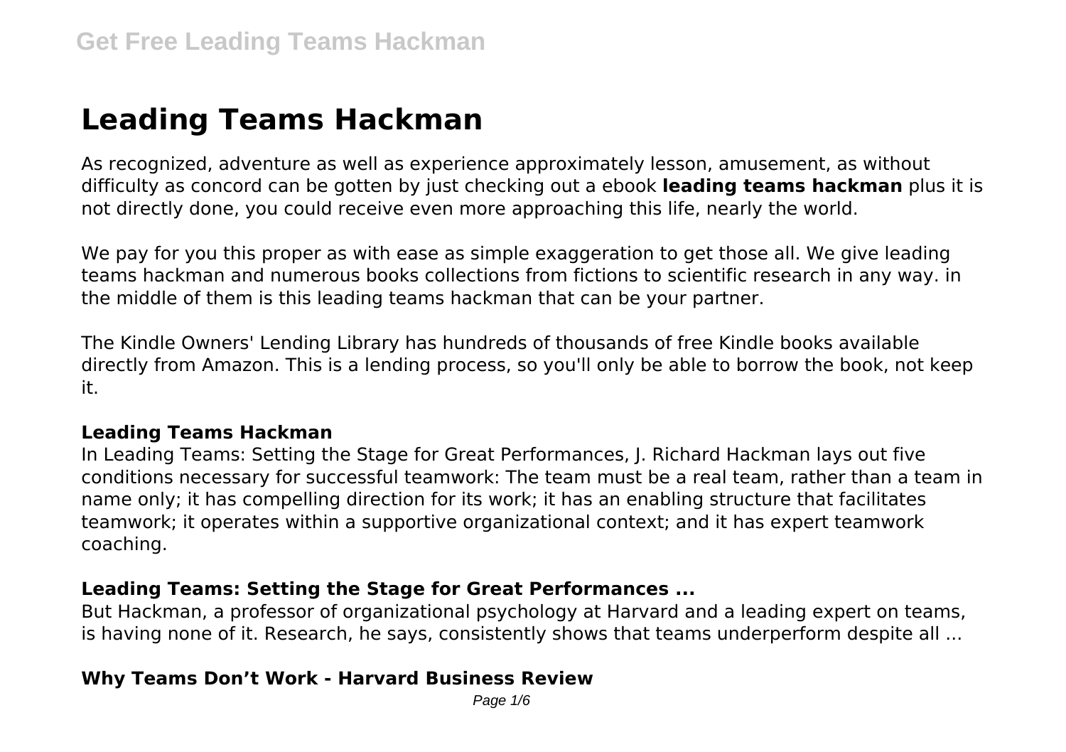# Leading Teams Hackman

As recognized, adventure as well as experience approximately lesson, amusement, as without difficulty as concord can be gotten by just checking out a ebook **leading teams hackman** plus it is not directly done, you could receive even more approaching this life, nearly the world.

We pay for you this proper as with ease as simple exaggeration to get those all. We give leading teams hackman and numerous books collections from fictions to scientific research in any way. in the middle of them is this leading teams hackman that can be your partner.

The Kindle Owners' Lending Library has hundreds of thousands of free Kindle books available directly from Amazon. This is a lending process, so you'll only be able to borrow the book, not keep it.

### Leading Teams Hackman

In Leading Teams: Setting the Stage for Great Performances, J. Richard Hackman lays out five conditions necessary for successful teamwork: The team must be a real team, rather than a team in name only; it has compelling direction for its work; it has an enabling structure that facilitates teamwork; it operates within a supportive organizational context; and it has expert teamwork coaching.

### Leading Teams: Setting the Stage for Great Performances ...

But Hackman, a professor of organizational psychology at Harvard and a leading expert on teams, is having none of it. Research, he says, consistently shows that teams underperform despite all ...

### Why Teams Don't Work - Harvard Business Review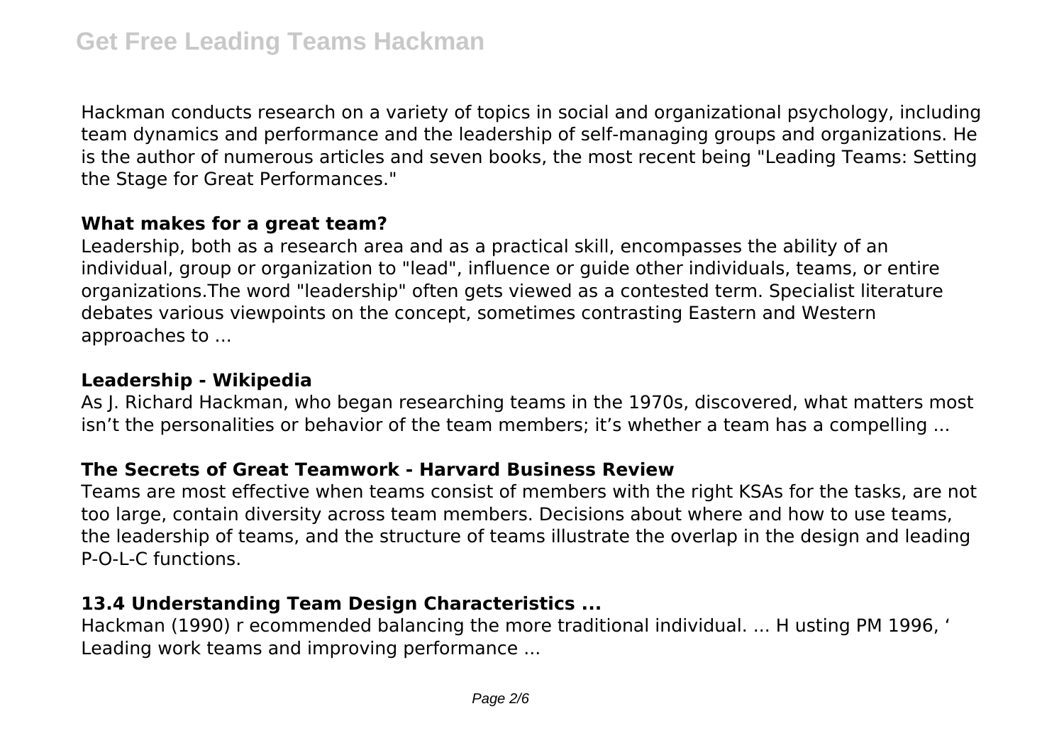Hackman conducts research on a variety of topics in social and organizational psychology, including team dynamics and performance and the leadership of self-managing groups and organizations. He is the author of numerous articles and seven books, the most recent being "Leading Teams: Setting the Stage for Great Performances."

### What makes for a great team?

Leadership, both as a research area and as a practical skill, encompasses the ability of an individual, group or organization to "lead", influence or guide other individuals, teams, or entire organizations.The word "leadership" often gets viewed as a contested term. Specialist literature debates various viewpoints on the concept, sometimes contrasting Eastern and Western approaches to ...

### Leadership - Wikipedia

As J. Richard Hackman, who began researching teams in the 1970s, discovered, what matters most isn't the personalities or behavior of the team members; it's whether a team has a compelling ...

### The Secrets of Great Teamwork - Harvard Business Review

Teams are most effective when teams consist of members with the right KSAs for the tasks, are not too large, contain diversity across team members. Decisions about where and how to use teams, the leadership of teams, and the structure of teams illustrate the overlap in the design and leading P-O-L-C functions.

### 13.4 Understanding Team Design Characteristics ...

Hackman (1990) r ecommended balancing the more traditional individual. ... H usting PM 1996, ' Leading work teams and improving performance ...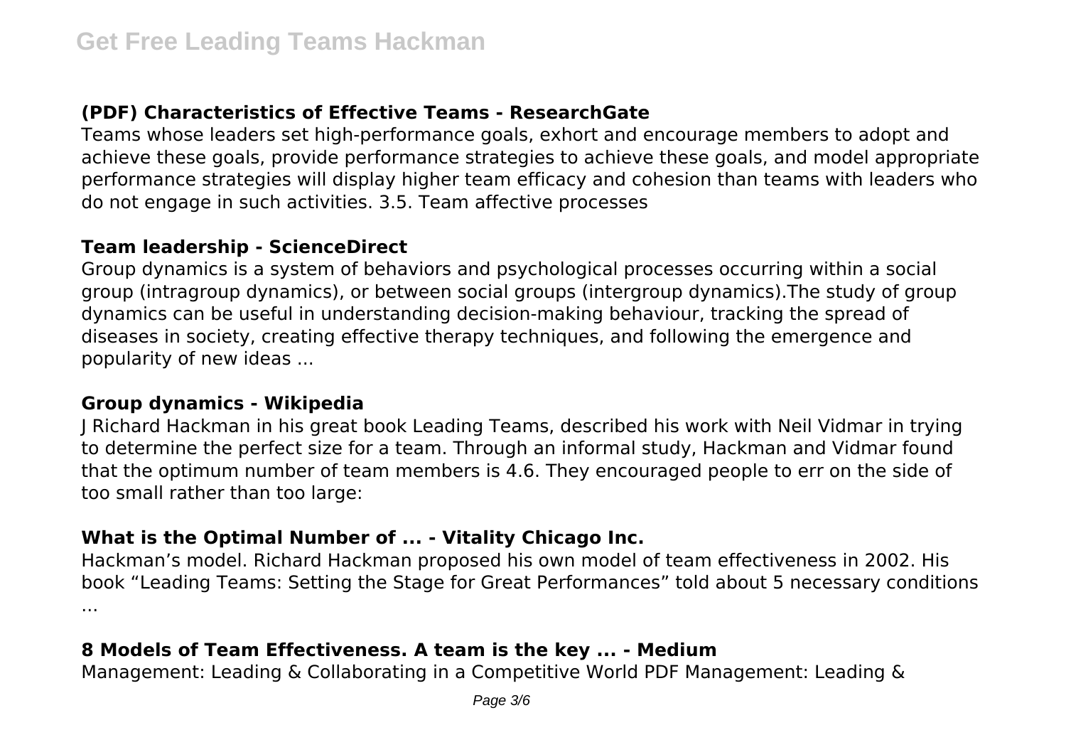**(PDF) Characteristics of Effective Teams - ResearchGate**

Teams whose leaders set high-performance goals, exhort and encourage members to adopt and achieve these goals, provide performance strategies to achieve these goals, and model appropriate performance strategies will display higher team efficacy and cohesion than teams with leaders who do not engage in such activities. 3.5. Team affective processes

**Team leadership - ScienceDirect**

Group dynamics is a system of behaviors and psychological processes occurring within a social group (intragroup dynamics), or between social groups (intergroup dynamics).The study of group dynamics can be useful in understanding decision-making behaviour, tracking the spread of diseases in society, creating effective therapy techniques, and following the emergence and popularity of new ideas ...

**Group dynamics - Wikipedia**

J Richard Hackman in his great book Leading Teams, described his work with Neil Vidmar in trying to determine the perfect size for a team. Through an informal study, Hackman and Vidmar found that the optimum number of team members is 4.6. They encouraged people to err on the side of too small rather than too large:

**What is the Optimal Number of ... - Vitality Chicago Inc.**

Hackman's model. Richard Hackman proposed his own model of team effectiveness in 2002. His book "Leading Teams: Setting the Stage for Great Performances" told about 5 necessary conditions ...

**8 Models of Team Effectiveness. A team is the key ... - Medium**

Management: Leading & Collaborating in a Competitive World PDF Management: Leading &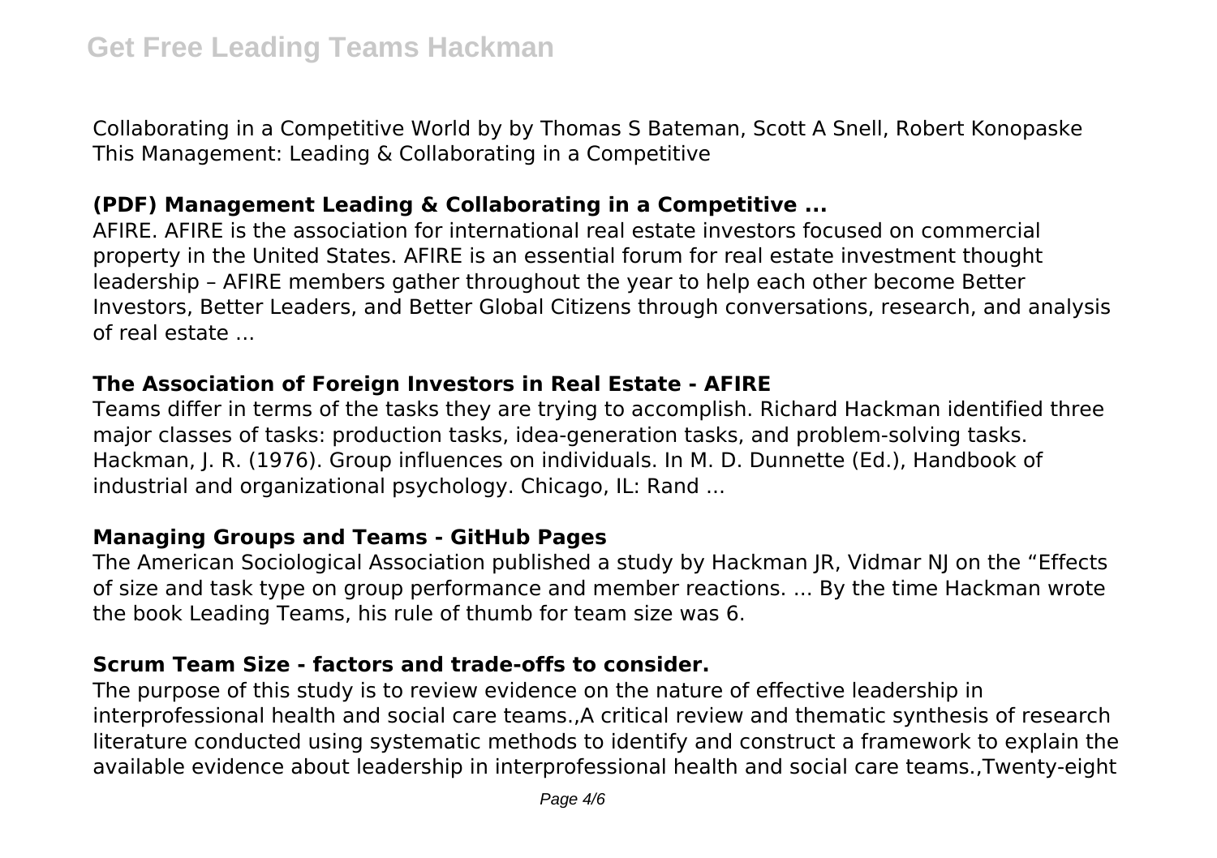Collaborating in a Competitive World by by Thomas S Bateman, Scott A Snell, Robert Konopaske This Management: Leading & Collaborating in a Competitive

### (PDF) Management Leading & Collaborating in a Competitive ...

AFIRE. AFIRE is the association for international real estate investors focused on commercial property in the United States. AFIRE is an essential forum for real estate investment thought leadership – AFIRE members gather throughout the year to help each other become Better Investors, Better Leaders, and Better Global Citizens through conversations, research, and analysis of real estate ...

### The Association of Foreign Investors in Real Estate - AFIRE

Teams differ in terms of the tasks they are trying to accomplish. Richard Hackman identified three major classes of tasks: production tasks, idea-generation tasks, and problem-solving tasks. Hackman, J. R. (1976). Group influences on individuals. In M. D. Dunnette (Ed.), Handbook of industrial and organizational psychology. Chicago, IL: Rand ...

### Managing Groups and Teams - GitHub Pages

The American Sociological Association published a study by Hackman JR, Vidmar NJ on the “Effects of size and task type on group performance and member reactions. ... By the time Hackman wrote the book Leading Teams, his rule of thumb for team size was 6.

### Scrum Team Size - factors and trade-offs to consider.

The purpose of this study is to review evidence on the nature of effective leadership in interprofessional health and social care teams.,A critical review and thematic synthesis of research literature conducted using systematic methods to identify and construct a framework to explain the available evidence about leadership in interprofessional health and social care teams.,Twenty-eight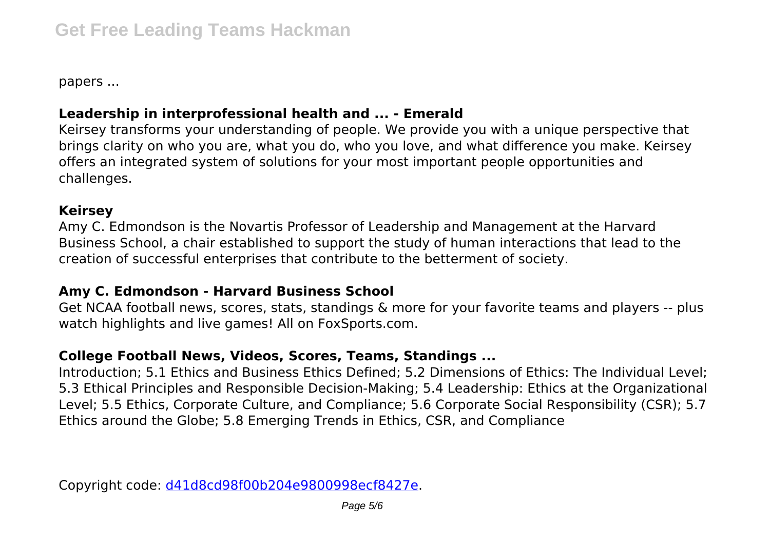papers ...

### Leadership in interprofessional health and ... - Emerald

Keirsey transforms your understanding of people. We provide you with a unique perspective that brings clarity on who you are, what you do, who you love, and what difference you make. Keirsey offers an integrated system of solutions for your most important people opportunities and challenges.

### Keirsey

Amy C. Edmondson is the Novartis Professor of Leadership and Management at the Harvard Business School, a chair established to support the study of human interactions that lead to the creation of successful enterprises that contribute to the betterment of society.

### Amy C. Edmondson - Harvard Business School

Get NCAA football news, scores, stats, standings & more for your favorite teams and players -- plus watch highlights and live games! All on FoxSports.com.

### College Football News, Videos, Scores, Teams, Standings ...

Introduction; 5.1 Ethics and Business Ethics Defined; 5.2 Dimensions of Ethics: The Individual Level; 5.3 Ethical Principles and Responsible Decision-Making; 5.4 Leadership: Ethics at the Organizational Level; 5.5 Ethics, Corporate Culture, and Compliance; 5.6 Corporate Social Responsibility (CSR); 5.7 Ethics around the Globe; 5.8 Emerging Trends in Ethics, CSR, and Compliance

Copyright code: d41d8cd98f00b204e9800998ecf8427e.